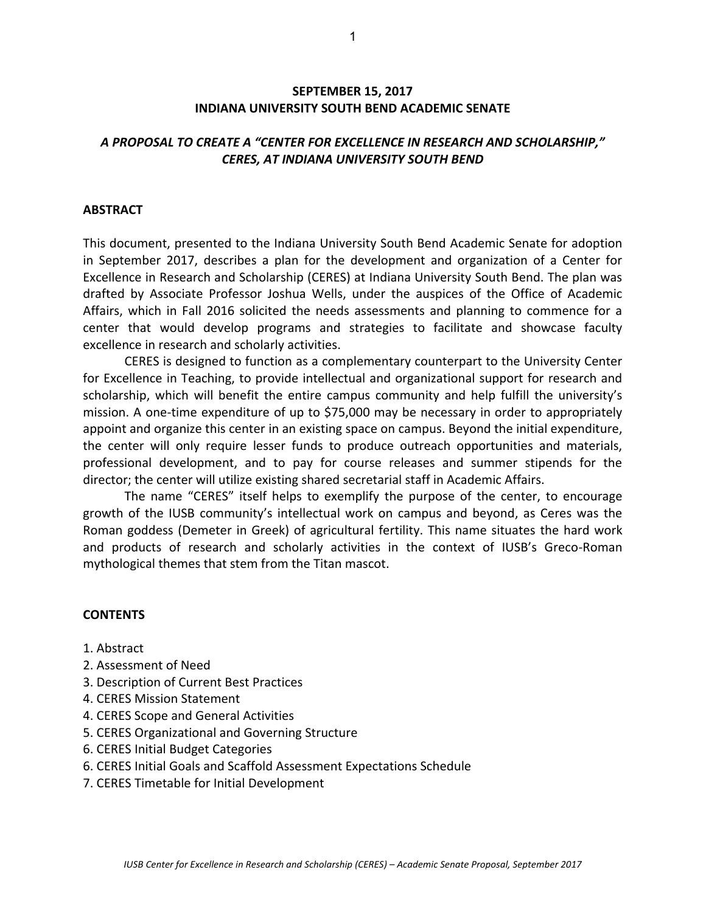**SEPTEMBER 15, 2017**
**INDIANA UNIVERSITY SOUTH BEND ACADEMIC SENATE**

# *A PROPOSAL TO CREATE A "CENTER FOR EXCELLENCE IN RESEARCH AND SCHOLARSHIP," CERES, AT INDIANA UNIVERSITY SOUTH BEND*

## ABSTRACT

This document, presented to the Indiana University South Bend Academic Senate for adoption in September 2017, describes a plan for the development and organization of a Center for Excellence in Research and Scholarship (CERES) at Indiana University South Bend. The plan was drafted by Associate Professor Joshua Wells, under the auspices of the Office of Academic Affairs, which in Fall 2016 solicited the needs assessments and planning to commence for a center that would develop programs and strategies to facilitate and showcase faculty excellence in research and scholarly activities.

CERES is designed to function as a complementary counterpart to the University Center for Excellence in Teaching, to provide intellectual and organizational support for research and scholarship, which will benefit the entire campus community and help fulfill the university's mission. A one-time expenditure of up to $75,000 may be necessary in order to appropriately appoint and organize this center in an existing space on campus. Beyond the initial expenditure, the center will only require lesser funds to produce outreach opportunities and materials, professional development, and to pay for course releases and summer stipends for the director; the center will utilize existing shared secretarial staff in Academic Affairs.

The name "CERES" itself helps to exemplify the purpose of the center, to encourage growth of the IUSB community's intellectual work on campus and beyond, as Ceres was the Roman goddess (Demeter in Greek) of agricultural fertility. This name situates the hard work and products of research and scholarly activities in the context of IUSB's Greco-Roman mythological themes that stem from the Titan mascot.

## CONTENTS

1. Abstract
2. Assessment of Need
3. Description of Current Best Practices
4. CERES Mission Statement
4. CERES Scope and General Activities
5. CERES Organizational and Governing Structure
6. CERES Initial Budget Categories
6. CERES Initial Goals and Scaffold Assessment Expectations Schedule
7. CERES Timetable for Initial Development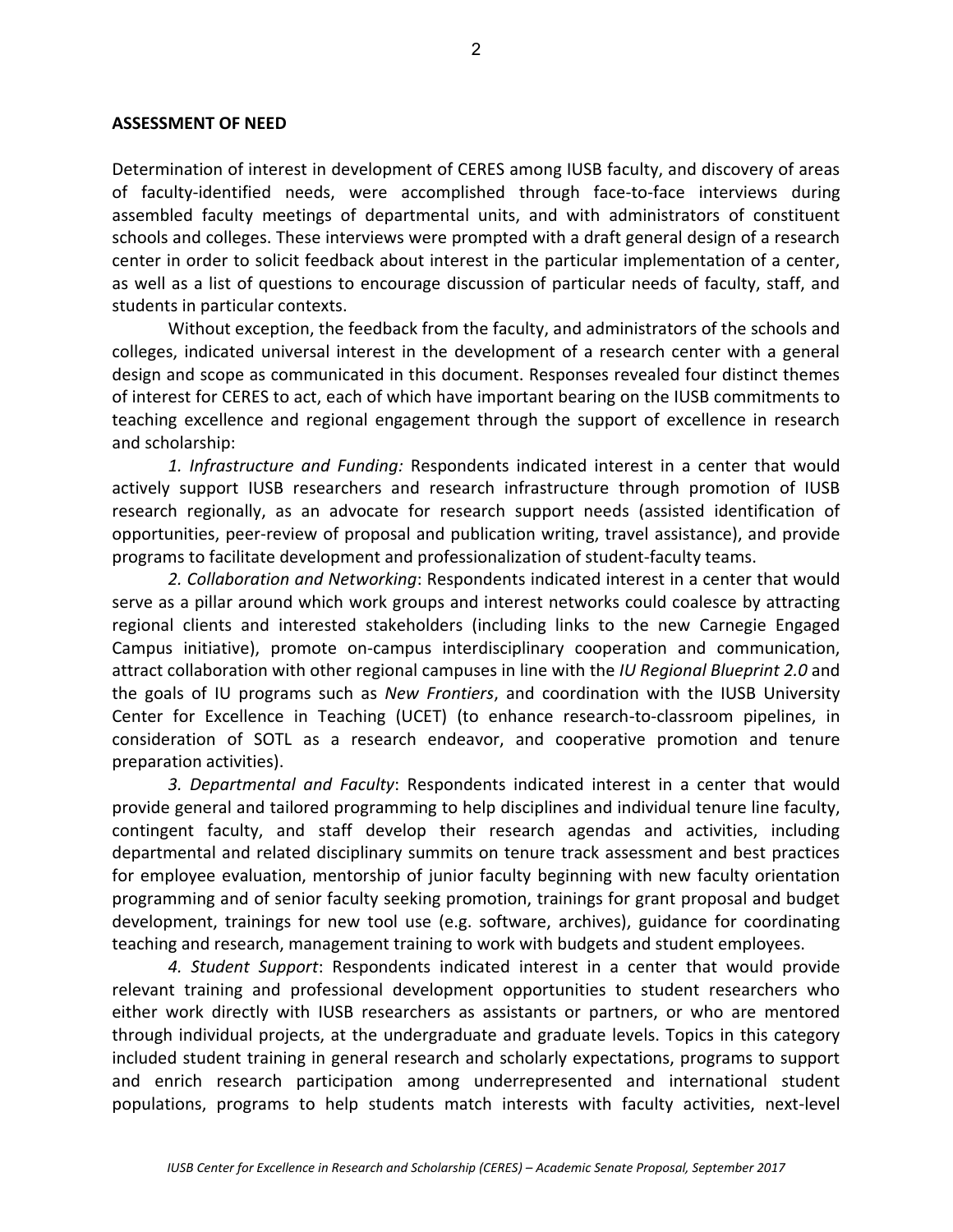**ASSESSMENT OF NEED**

Determination of interest in development of CERES among IUSB faculty, and discovery of areas of faculty-identified needs, were accomplished through face-to-face interviews during assembled faculty meetings of departmental units, and with administrators of constituent schools and colleges. These interviews were prompted with a draft general design of a research center in order to solicit feedback about interest in the particular implementation of a center, as well as a list of questions to encourage discussion of particular needs of faculty, staff, and students in particular contexts.

Without exception, the feedback from the faculty, and administrators of the schools and colleges, indicated universal interest in the development of a research center with a general design and scope as communicated in this document. Responses revealed four distinct themes of interest for CERES to act, each of which have important bearing on the IUSB commitments to teaching excellence and regional engagement through the support of excellence in research and scholarship:

*1. Infrastructure and Funding:* Respondents indicated interest in a center that would actively support IUSB researchers and research infrastructure through promotion of IUSB research regionally, as an advocate for research support needs (assisted identification of opportunities, peer-review of proposal and publication writing, travel assistance), and provide programs to facilitate development and professionalization of student-faculty teams.

*2. Collaboration and Networking*: Respondents indicated interest in a center that would serve as a pillar around which work groups and interest networks could coalesce by attracting regional clients and interested stakeholders (including links to the new Carnegie Engaged Campus initiative), promote on-campus interdisciplinary cooperation and communication, attract collaboration with other regional campuses in line with the *IU Regional Blueprint 2.0* and the goals of IU programs such as *New Frontiers*, and coordination with the IUSB University Center for Excellence in Teaching (UCET) (to enhance research-to-classroom pipelines, in consideration of SOTL as a research endeavor, and cooperative promotion and tenure preparation activities).

*3. Departmental and Faculty*: Respondents indicated interest in a center that would provide general and tailored programming to help disciplines and individual tenure line faculty, contingent faculty, and staff develop their research agendas and activities, including departmental and related disciplinary summits on tenure track assessment and best practices for employee evaluation, mentorship of junior faculty beginning with new faculty orientation programming and of senior faculty seeking promotion, trainings for grant proposal and budget development, trainings for new tool use (e.g. software, archives), guidance for coordinating teaching and research, management training to work with budgets and student employees.

*4. Student Support*: Respondents indicated interest in a center that would provide relevant training and professional development opportunities to student researchers who either work directly with IUSB researchers as assistants or partners, or who are mentored through individual projects, at the undergraduate and graduate levels. Topics in this category included student training in general research and scholarly expectations, programs to support and enrich research participation among underrepresented and international student populations, programs to help students match interests with faculty activities, next-level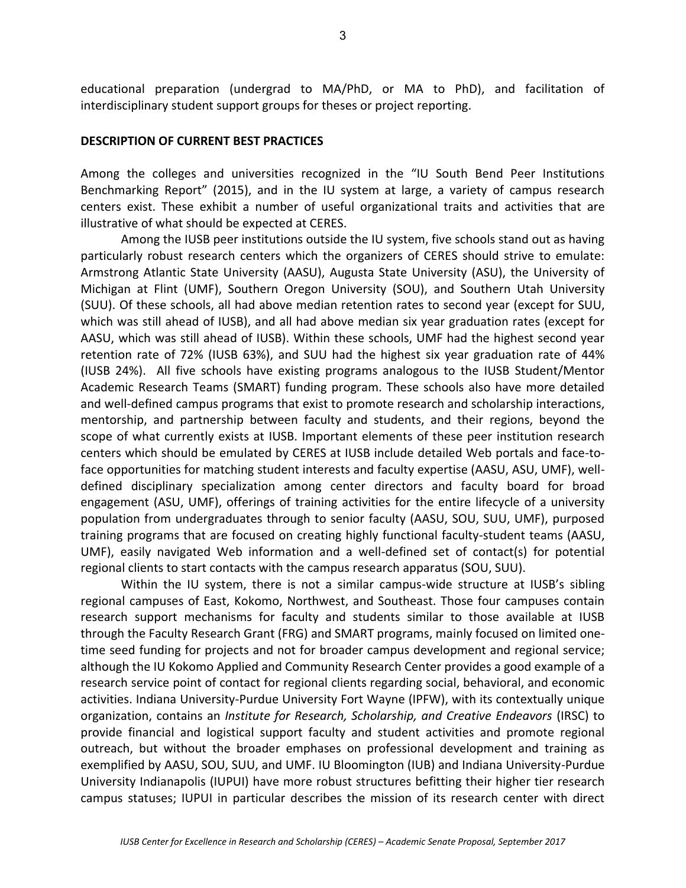educational preparation (undergrad to MA/PhD, or MA to PhD), and facilitation of interdisciplinary student support groups for theses or project reporting.

**DESCRIPTION OF CURRENT BEST PRACTICES**

Among the colleges and universities recognized in the "IU South Bend Peer Institutions Benchmarking Report" (2015), and in the IU system at large, a variety of campus research centers exist. These exhibit a number of useful organizational traits and activities that are illustrative of what should be expected at CERES.

Among the IUSB peer institutions outside the IU system, five schools stand out as having particularly robust research centers which the organizers of CERES should strive to emulate: Armstrong Atlantic State University (AASU), Augusta State University (ASU), the University of Michigan at Flint (UMF), Southern Oregon University (SOU), and Southern Utah University (SUU). Of these schools, all had above median retention rates to second year (except for SUU, which was still ahead of IUSB), and all had above median six year graduation rates (except for AASU, which was still ahead of IUSB). Within these schools, UMF had the highest second year retention rate of 72% (IUSB 63%), and SUU had the highest six year graduation rate of 44% (IUSB 24%). All five schools have existing programs analogous to the IUSB Student/Mentor Academic Research Teams (SMART) funding program. These schools also have more detailed and well-defined campus programs that exist to promote research and scholarship interactions, mentorship, and partnership between faculty and students, and their regions, beyond the scope of what currently exists at IUSB. Important elements of these peer institution research centers which should be emulated by CERES at IUSB include detailed Web portals and face-to-face opportunities for matching student interests and faculty expertise (AASU, ASU, UMF), well-defined disciplinary specialization among center directors and faculty board for broad engagement (ASU, UMF), offerings of training activities for the entire lifecycle of a university population from undergraduates through to senior faculty (AASU, SOU, SUU, UMF), purposed training programs that are focused on creating highly functional faculty-student teams (AASU, UMF), easily navigated Web information and a well-defined set of contact(s) for potential regional clients to start contacts with the campus research apparatus (SOU, SUU).

Within the IU system, there is not a similar campus-wide structure at IUSB's sibling regional campuses of East, Kokomo, Northwest, and Southeast. Those four campuses contain research support mechanisms for faculty and students similar to those available at IUSB through the Faculty Research Grant (FRG) and SMART programs, mainly focused on limited one-time seed funding for projects and not for broader campus development and regional service; although the IU Kokomo Applied and Community Research Center provides a good example of a research service point of contact for regional clients regarding social, behavioral, and economic activities. Indiana University-Purdue University Fort Wayne (IPFW), with its contextually unique organization, contains an *Institute for Research, Scholarship, and Creative Endeavors* (IRSC) to provide financial and logistical support faculty and student activities and promote regional outreach, but without the broader emphases on professional development and training as exemplified by AASU, SOU, SUU, and UMF. IU Bloomington (IUB) and Indiana University-Purdue University Indianapolis (IUPUI) have more robust structures befitting their higher tier research campus statuses; IUPUI in particular describes the mission of its research center with direct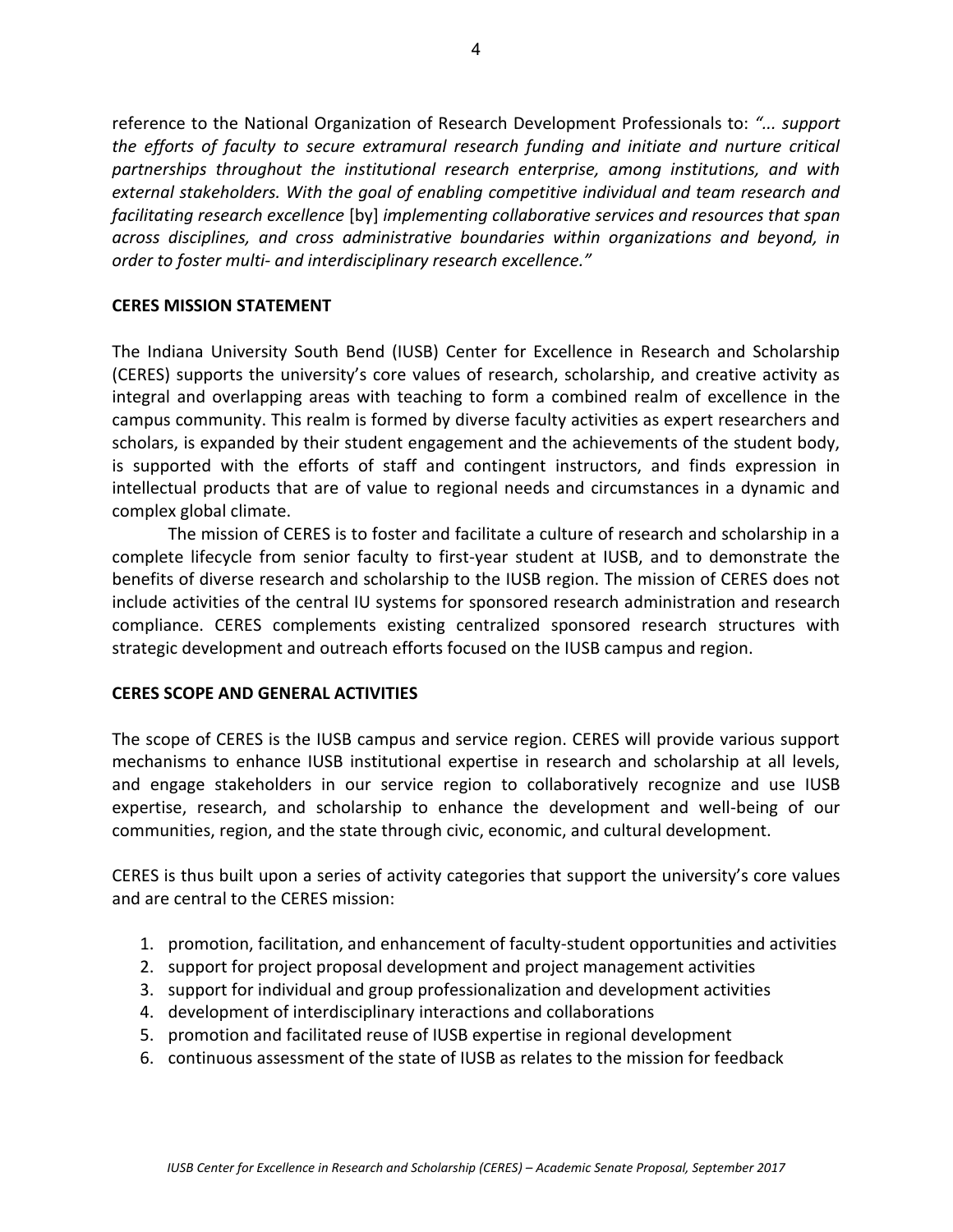reference to the National Organization of Research Development Professionals to: *"... support the efforts of faculty to secure extramural research funding and initiate and nurture critical partnerships throughout the institutional research enterprise, among institutions, and with external stakeholders. With the goal of enabling competitive individual and team research and facilitating research excellence* [by] *implementing collaborative services and resources that span across disciplines, and cross administrative boundaries within organizations and beyond, in order to foster multi- and interdisciplinary research excellence."*

## CERES MISSION STATEMENT

The Indiana University South Bend (IUSB) Center for Excellence in Research and Scholarship (CERES) supports the university's core values of research, scholarship, and creative activity as integral and overlapping areas with teaching to form a combined realm of excellence in the campus community. This realm is formed by diverse faculty activities as expert researchers and scholars, is expanded by their student engagement and the achievements of the student body, is supported with the efforts of staff and contingent instructors, and finds expression in intellectual products that are of value to regional needs and circumstances in a dynamic and complex global climate.

The mission of CERES is to foster and facilitate a culture of research and scholarship in a complete lifecycle from senior faculty to first-year student at IUSB, and to demonstrate the benefits of diverse research and scholarship to the IUSB region. The mission of CERES does not include activities of the central IU systems for sponsored research administration and research compliance. CERES complements existing centralized sponsored research structures with strategic development and outreach efforts focused on the IUSB campus and region.

## CERES SCOPE AND GENERAL ACTIVITIES

The scope of CERES is the IUSB campus and service region. CERES will provide various support mechanisms to enhance IUSB institutional expertise in research and scholarship at all levels, and engage stakeholders in our service region to collaboratively recognize and use IUSB expertise, research, and scholarship to enhance the development and well-being of our communities, region, and the state through civic, economic, and cultural development.

CERES is thus built upon a series of activity categories that support the university's core values and are central to the CERES mission:

1. promotion, facilitation, and enhancement of faculty-student opportunities and activities
2. support for project proposal development and project management activities
3. support for individual and group professionalization and development activities
4. development of interdisciplinary interactions and collaborations
5. promotion and facilitated reuse of IUSB expertise in regional development
6. continuous assessment of the state of IUSB as relates to the mission for feedback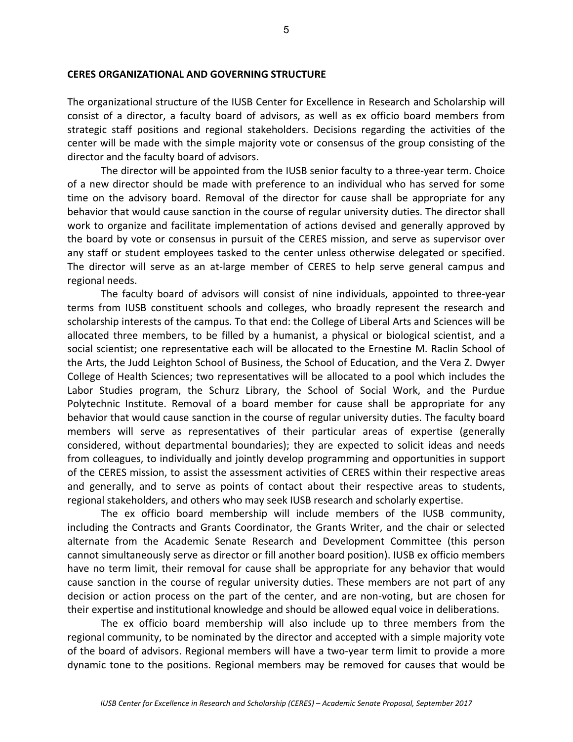**CERES ORGANIZATIONAL AND GOVERNING STRUCTURE**

The organizational structure of the IUSB Center for Excellence in Research and Scholarship will consist of a director, a faculty board of advisors, as well as ex officio board members from strategic staff positions and regional stakeholders. Decisions regarding the activities of the center will be made with the simple majority vote or consensus of the group consisting of the director and the faculty board of advisors.

The director will be appointed from the IUSB senior faculty to a three-year term. Choice of a new director should be made with preference to an individual who has served for some time on the advisory board. Removal of the director for cause shall be appropriate for any behavior that would cause sanction in the course of regular university duties. The director shall work to organize and facilitate implementation of actions devised and generally approved by the board by vote or consensus in pursuit of the CERES mission, and serve as supervisor over any staff or student employees tasked to the center unless otherwise delegated or specified. The director will serve as an at-large member of CERES to help serve general campus and regional needs.

The faculty board of advisors will consist of nine individuals, appointed to three-year terms from IUSB constituent schools and colleges, who broadly represent the research and scholarship interests of the campus. To that end: the College of Liberal Arts and Sciences will be allocated three members, to be filled by a humanist, a physical or biological scientist, and a social scientist; one representative each will be allocated to the Ernestine M. Raclin School of the Arts, the Judd Leighton School of Business, the School of Education, and the Vera Z. Dwyer College of Health Sciences; two representatives will be allocated to a pool which includes the Labor Studies program, the Schurz Library, the School of Social Work, and the Purdue Polytechnic Institute. Removal of a board member for cause shall be appropriate for any behavior that would cause sanction in the course of regular university duties. The faculty board members will serve as representatives of their particular areas of expertise (generally considered, without departmental boundaries); they are expected to solicit ideas and needs from colleagues, to individually and jointly develop programming and opportunities in support of the CERES mission, to assist the assessment activities of CERES within their respective areas and generally, and to serve as points of contact about their respective areas to students, regional stakeholders, and others who may seek IUSB research and scholarly expertise.

The ex officio board membership will include members of the IUSB community, including the Contracts and Grants Coordinator, the Grants Writer, and the chair or selected alternate from the Academic Senate Research and Development Committee (this person cannot simultaneously serve as director or fill another board position). IUSB ex officio members have no term limit, their removal for cause shall be appropriate for any behavior that would cause sanction in the course of regular university duties. These members are not part of any decision or action process on the part of the center, and are non-voting, but are chosen for their expertise and institutional knowledge and should be allowed equal voice in deliberations.

The ex officio board membership will also include up to three members from the regional community, to be nominated by the director and accepted with a simple majority vote of the board of advisors. Regional members will have a two-year term limit to provide a more dynamic tone to the positions. Regional members may be removed for causes that would be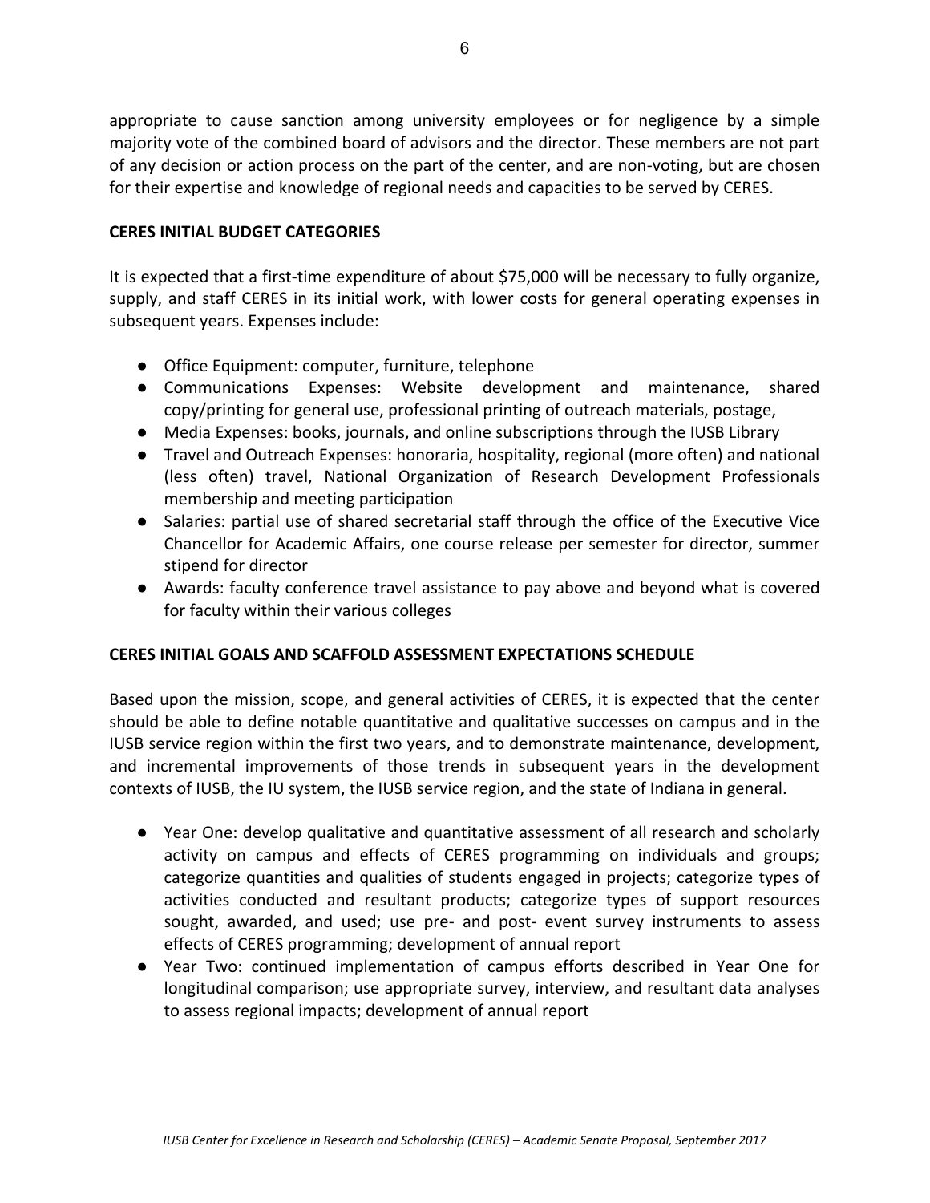appropriate to cause sanction among university employees or for negligence by a simple majority vote of the combined board of advisors and the director. These members are not part of any decision or action process on the part of the center, and are non-voting, but are chosen for their expertise and knowledge of regional needs and capacities to be served by CERES.

**CERES INITIAL BUDGET CATEGORIES**

It is expected that a first-time expenditure of about $75,000 will be necessary to fully organize, supply, and staff CERES in its initial work, with lower costs for general operating expenses in subsequent years. Expenses include:

- Office Equipment: computer, furniture, telephone
- Communications Expenses: Website development and maintenance, shared copy/printing for general use, professional printing of outreach materials, postage,
- Media Expenses: books, journals, and online subscriptions through the IUSB Library
- Travel and Outreach Expenses: honoraria, hospitality, regional (more often) and national (less often) travel, National Organization of Research Development Professionals membership and meeting participation
- Salaries: partial use of shared secretarial staff through the office of the Executive Vice Chancellor for Academic Affairs, one course release per semester for director, summer stipend for director
- Awards: faculty conference travel assistance to pay above and beyond what is covered for faculty within their various colleges

**CERES INITIAL GOALS AND SCAFFOLD ASSESSMENT EXPECTATIONS SCHEDULE**

Based upon the mission, scope, and general activities of CERES, it is expected that the center should be able to define notable quantitative and qualitative successes on campus and in the IUSB service region within the first two years, and to demonstrate maintenance, development, and incremental improvements of those trends in subsequent years in the development contexts of IUSB, the IU system, the IUSB service region, and the state of Indiana in general.

- Year One: develop qualitative and quantitative assessment of all research and scholarly activity on campus and effects of CERES programming on individuals and groups; categorize quantities and qualities of students engaged in projects; categorize types of activities conducted and resultant products; categorize types of support resources sought, awarded, and used; use pre- and post- event survey instruments to assess effects of CERES programming; development of annual report
- Year Two: continued implementation of campus efforts described in Year One for longitudinal comparison; use appropriate survey, interview, and resultant data analyses to assess regional impacts; development of annual report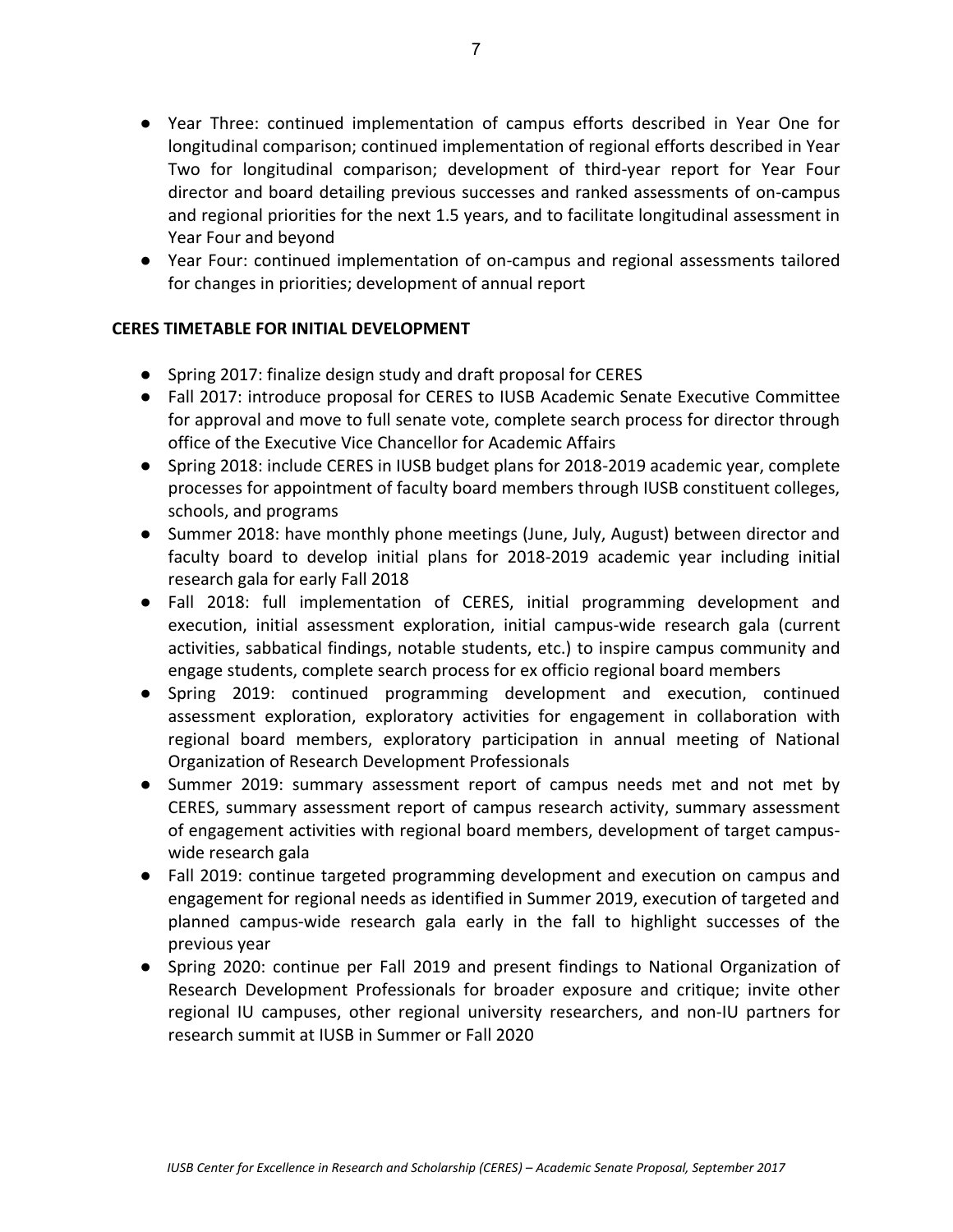- Year Three: continued implementation of campus efforts described in Year One for longitudinal comparison; continued implementation of regional efforts described in Year Two for longitudinal comparison; development of third-year report for Year Four director and board detailing previous successes and ranked assessments of on-campus and regional priorities for the next 1.5 years, and to facilitate longitudinal assessment in Year Four and beyond
- Year Four: continued implementation of on-campus and regional assessments tailored for changes in priorities; development of annual report

**CERES TIMETABLE FOR INITIAL DEVELOPMENT**

- Spring 2017: finalize design study and draft proposal for CERES
- Fall 2017: introduce proposal for CERES to IUSB Academic Senate Executive Committee for approval and move to full senate vote, complete search process for director through office of the Executive Vice Chancellor for Academic Affairs
- Spring 2018: include CERES in IUSB budget plans for 2018-2019 academic year, complete processes for appointment of faculty board members through IUSB constituent colleges, schools, and programs
- Summer 2018: have monthly phone meetings (June, July, August) between director and faculty board to develop initial plans for 2018-2019 academic year including initial research gala for early Fall 2018
- Fall 2018: full implementation of CERES, initial programming development and execution, initial assessment exploration, initial campus-wide research gala (current activities, sabbatical findings, notable students, etc.) to inspire campus community and engage students, complete search process for ex officio regional board members
- Spring 2019: continued programming development and execution, continued assessment exploration, exploratory activities for engagement in collaboration with regional board members, exploratory participation in annual meeting of National Organization of Research Development Professionals
- Summer 2019: summary assessment report of campus needs met and not met by CERES, summary assessment report of campus research activity, summary assessment of engagement activities with regional board members, development of target campus-wide research gala
- Fall 2019: continue targeted programming development and execution on campus and engagement for regional needs as identified in Summer 2019, execution of targeted and planned campus-wide research gala early in the fall to highlight successes of the previous year
- Spring 2020: continue per Fall 2019 and present findings to National Organization of Research Development Professionals for broader exposure and critique; invite other regional IU campuses, other regional university researchers, and non-IU partners for research summit at IUSB in Summer or Fall 2020